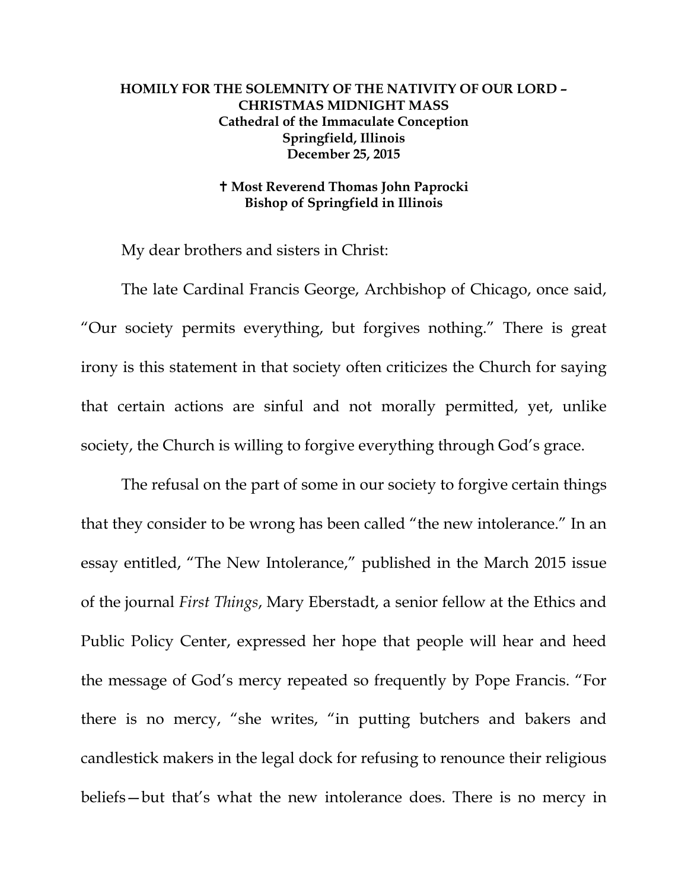**HOMILY FOR THE SOLEMNITY OF THE NATIVITY OF OUR LORD – CHRISTMAS MIDNIGHT MASS**
**Cathedral of the Immaculate Conception**
**Springfield, Illinois**
**December 25, 2015**

**✝ Most Reverend Thomas John Paprocki**
**Bishop of Springfield in Illinois**

My dear brothers and sisters in Christ:

The late Cardinal Francis George, Archbishop of Chicago, once said, "Our society permits everything, but forgives nothing." There is great irony is this statement in that society often criticizes the Church for saying that certain actions are sinful and not morally permitted, yet, unlike society, the Church is willing to forgive everything through God's grace.

The refusal on the part of some in our society to forgive certain things that they consider to be wrong has been called "the new intolerance." In an essay entitled, "The New Intolerance," published in the March 2015 issue of the journal *First Things*, Mary Eberstadt, a senior fellow at the Ethics and Public Policy Center, expressed her hope that people will hear and heed the message of God's mercy repeated so frequently by Pope Francis. "For there is no mercy, "she writes, "in putting butchers and bakers and candlestick makers in the legal dock for refusing to renounce their religious beliefs—but that's what the new intolerance does. There is no mercy in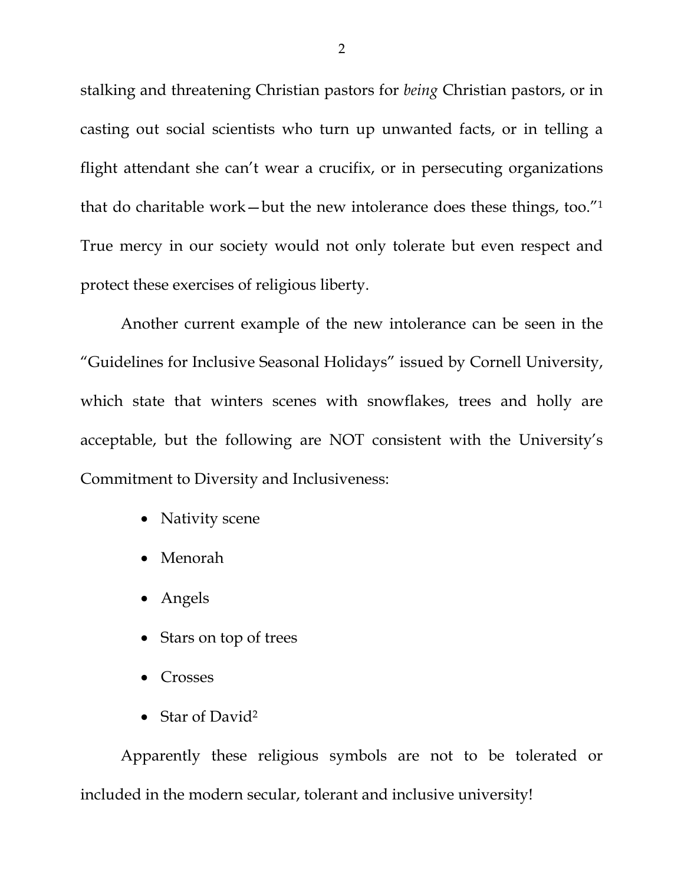stalking and threatening Christian pastors for *being* Christian pastors, or in casting out social scientists who turn up unwanted facts, or in telling a flight attendant she can't wear a crucifix, or in persecuting organizations that do charitable work—but the new intolerance does these things, too."[1] True mercy in our society would not only tolerate but even respect and protect these exercises of religious liberty.

Another current example of the new intolerance can be seen in the "Guidelines for Inclusive Seasonal Holidays" issued by Cornell University, which state that winters scenes with snowflakes, trees and holly are acceptable, but the following are NOT consistent with the University's Commitment to Diversity and Inclusiveness:

- Nativity scene
- Menorah
- Angels
- Stars on top of trees
- Crosses
- Star of David[2]

Apparently these religious symbols are not to be tolerated or included in the modern secular, tolerant and inclusive university!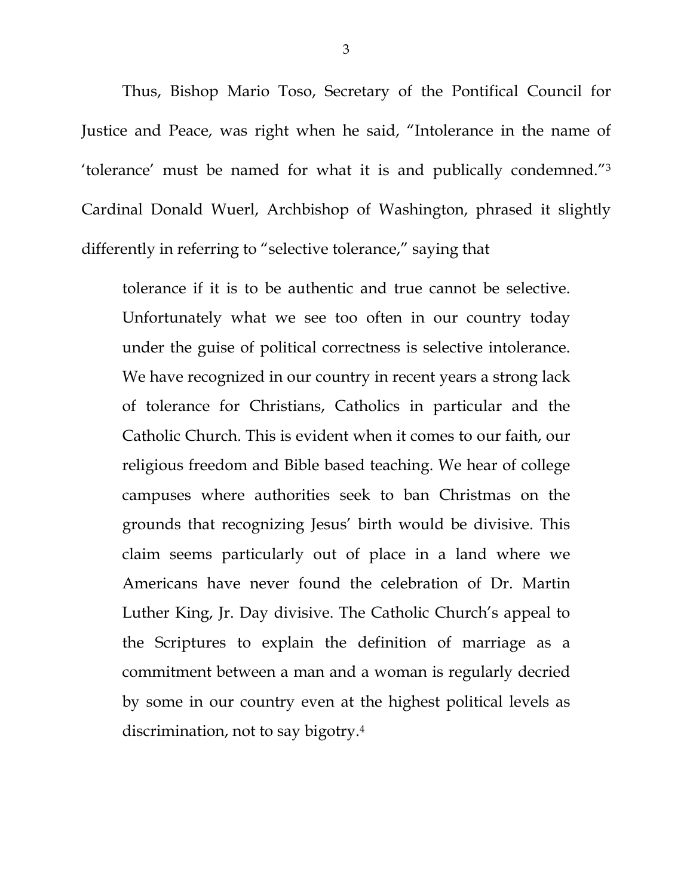Thus, Bishop Mario Toso, Secretary of the Pontifical Council for Justice and Peace, was right when he said, "Intolerance in the name of 'tolerance' must be named for what it is and publically condemned."[3] Cardinal Donald Wuerl, Archbishop of Washington, phrased it slightly differently in referring to "selective tolerance," saying that

> tolerance if it is to be authentic and true cannot be selective. Unfortunately what we see too often in our country today under the guise of political correctness is selective intolerance. We have recognized in our country in recent years a strong lack of tolerance for Christians, Catholics in particular and the Catholic Church. This is evident when it comes to our faith, our religious freedom and Bible based teaching. We hear of college campuses where authorities seek to ban Christmas on the grounds that recognizing Jesus' birth would be divisive. This claim seems particularly out of place in a land where we Americans have never found the celebration of Dr. Martin Luther King, Jr. Day divisive. The Catholic Church's appeal to the Scriptures to explain the definition of marriage as a commitment between a man and a woman is regularly decried by some in our country even at the highest political levels as discrimination, not to say bigotry.[4]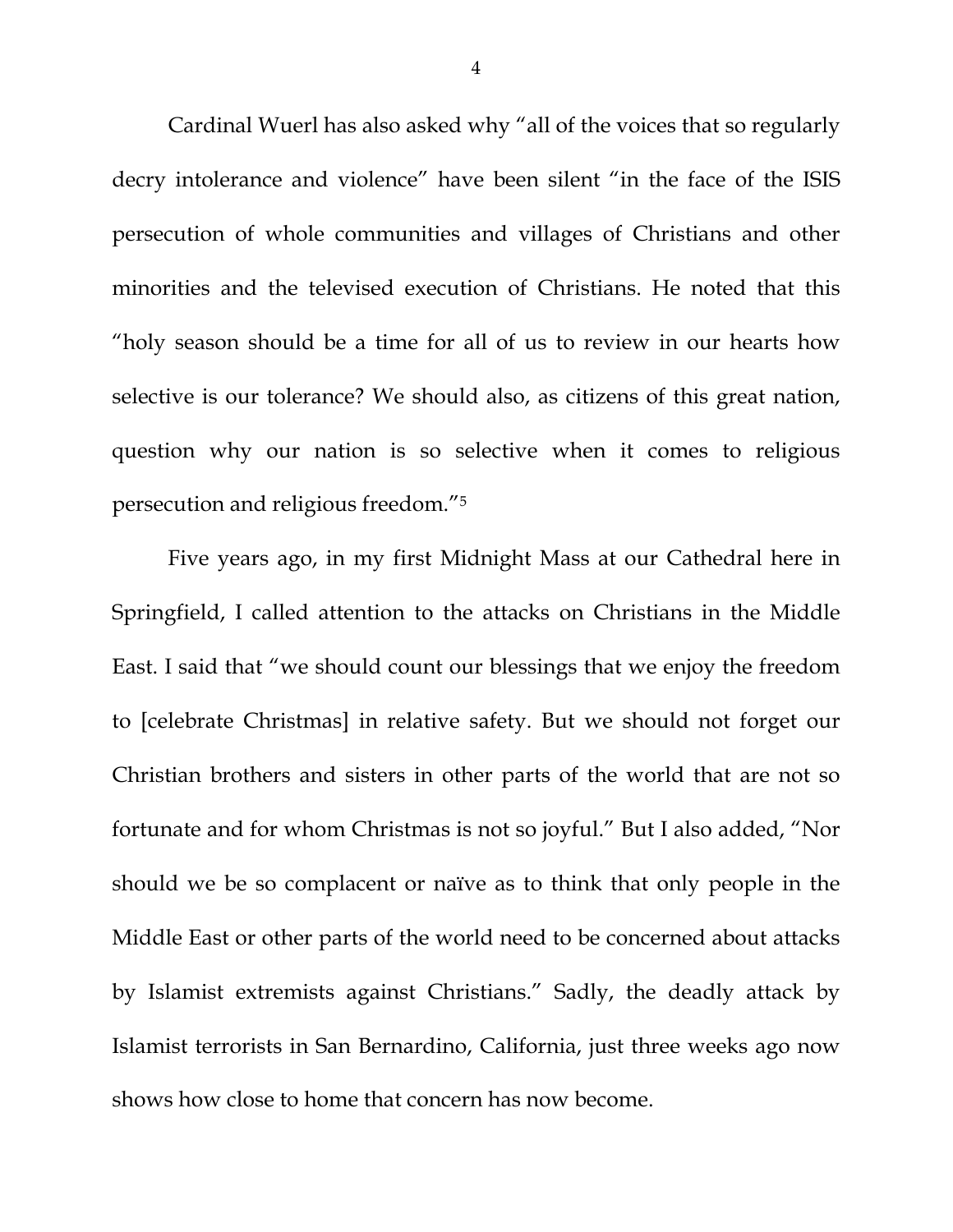Cardinal Wuerl has also asked why "all of the voices that so regularly decry intolerance and violence" have been silent "in the face of the ISIS persecution of whole communities and villages of Christians and other minorities and the televised execution of Christians. He noted that this "holy season should be a time for all of us to review in our hearts how selective is our tolerance? We should also, as citizens of this great nation, question why our nation is so selective when it comes to religious persecution and religious freedom."[5]

Five years ago, in my first Midnight Mass at our Cathedral here in Springfield, I called attention to the attacks on Christians in the Middle East. I said that "we should count our blessings that we enjoy the freedom to [celebrate Christmas] in relative safety. But we should not forget our Christian brothers and sisters in other parts of the world that are not so fortunate and for whom Christmas is not so joyful." But I also added, "Nor should we be so complacent or naïve as to think that only people in the Middle East or other parts of the world need to be concerned about attacks by Islamist extremists against Christians." Sadly, the deadly attack by Islamist terrorists in San Bernardino, California, just three weeks ago now shows how close to home that concern has now become.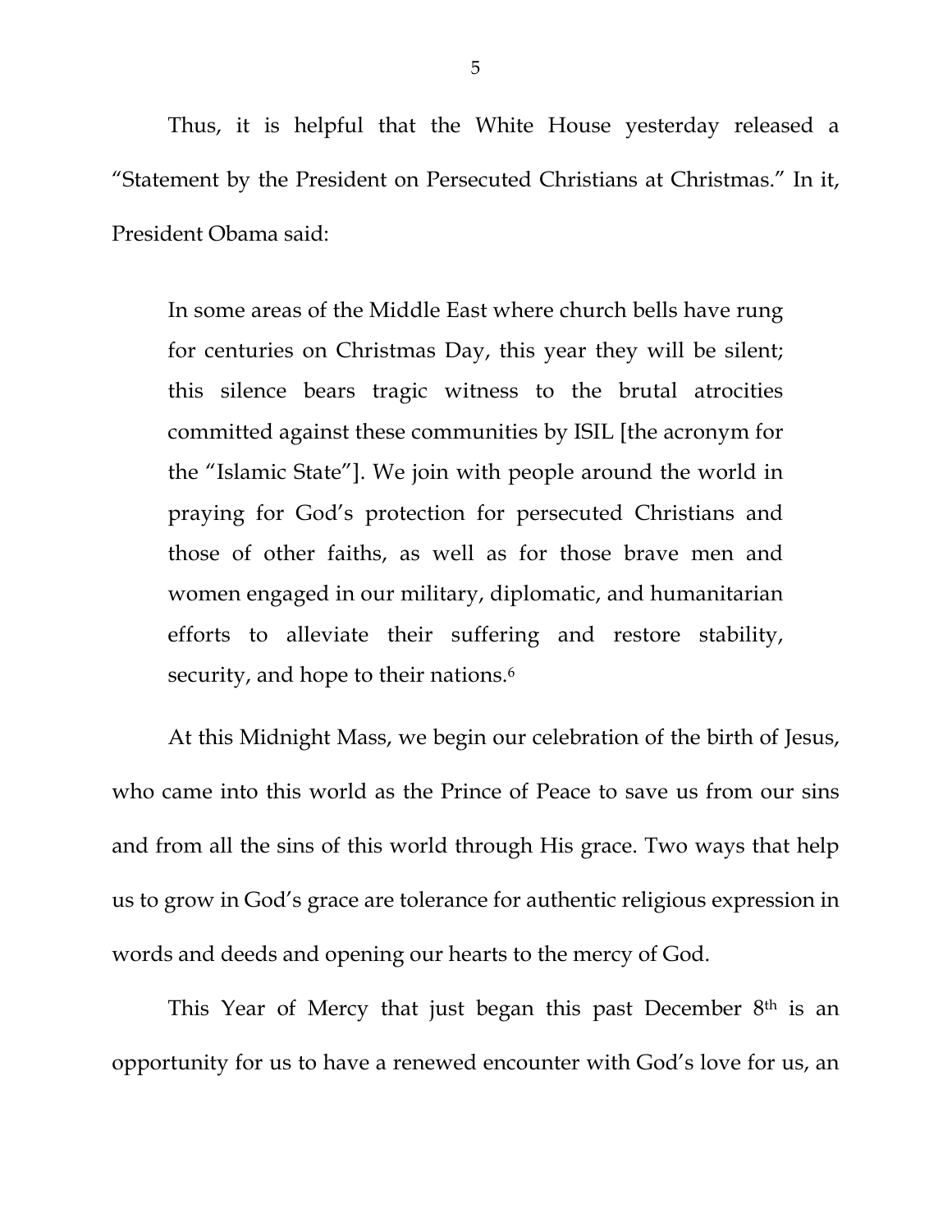Thus, it is helpful that the White House yesterday released a "Statement by the President on Persecuted Christians at Christmas." In it, President Obama said:

> In some areas of the Middle East where church bells have rung for centuries on Christmas Day, this year they will be silent; this silence bears tragic witness to the brutal atrocities committed against these communities by ISIL [the acronym for the "Islamic State"]. We join with people around the world in praying for God's protection for persecuted Christians and those of other faiths, as well as for those brave men and women engaged in our military, diplomatic, and humanitarian efforts to alleviate their suffering and restore stability, security, and hope to their nations.[6]

At this Midnight Mass, we begin our celebration of the birth of Jesus, who came into this world as the Prince of Peace to save us from our sins and from all the sins of this world through His grace. Two ways that help us to grow in God's grace are tolerance for authentic religious expression in words and deeds and opening our hearts to the mercy of God.

This Year of Mercy that just began this past December 8th is an opportunity for us to have a renewed encounter with God's love for us, an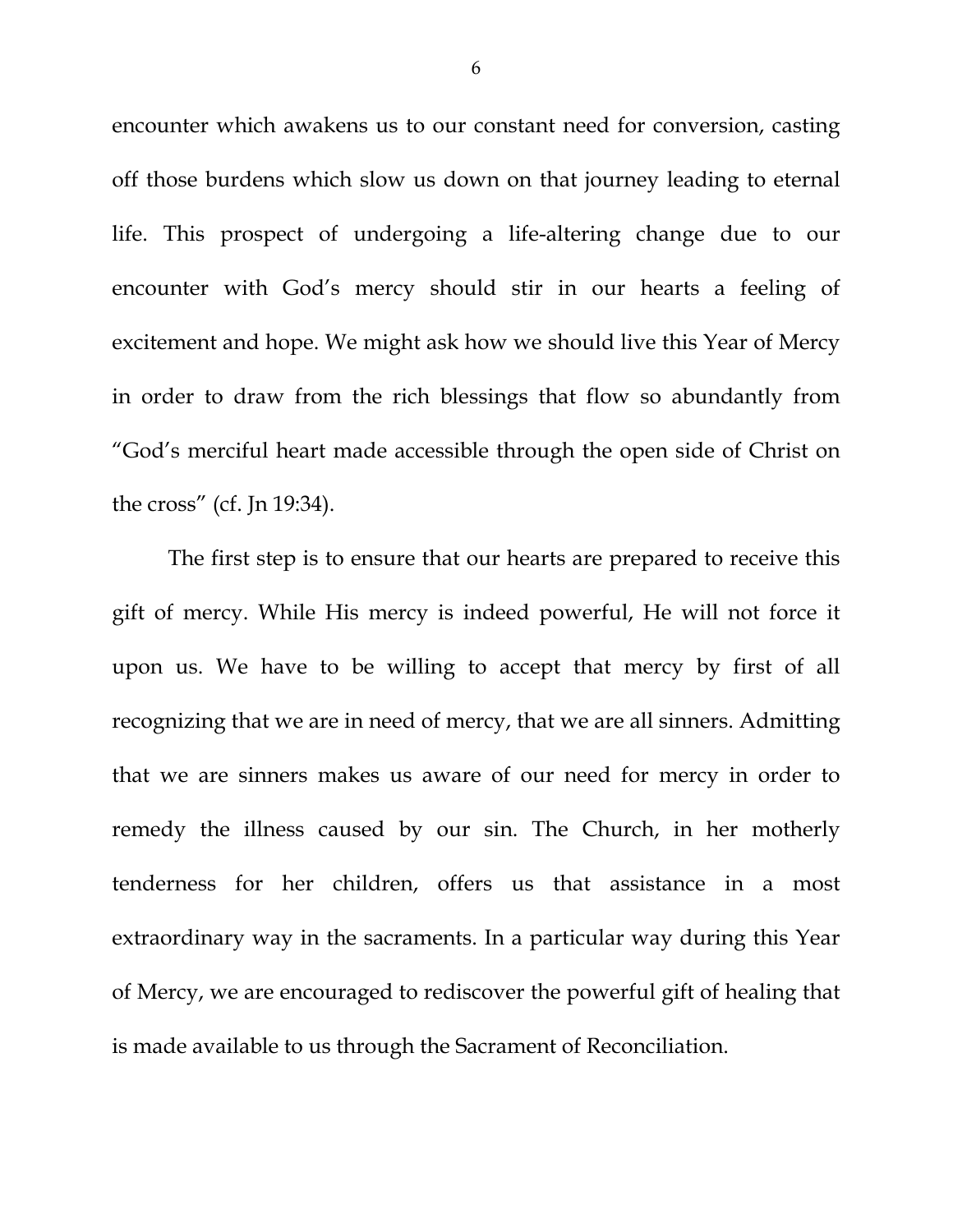encounter which awakens us to our constant need for conversion, casting off those burdens which slow us down on that journey leading to eternal life. This prospect of undergoing a life-altering change due to our encounter with God's mercy should stir in our hearts a feeling of excitement and hope. We might ask how we should live this Year of Mercy in order to draw from the rich blessings that flow so abundantly from "God's merciful heart made accessible through the open side of Christ on the cross" (cf. Jn 19:34).

The first step is to ensure that our hearts are prepared to receive this gift of mercy. While His mercy is indeed powerful, He will not force it upon us. We have to be willing to accept that mercy by first of all recognizing that we are in need of mercy, that we are all sinners. Admitting that we are sinners makes us aware of our need for mercy in order to remedy the illness caused by our sin. The Church, in her motherly tenderness for her children, offers us that assistance in a most extraordinary way in the sacraments. In a particular way during this Year of Mercy, we are encouraged to rediscover the powerful gift of healing that is made available to us through the Sacrament of Reconciliation.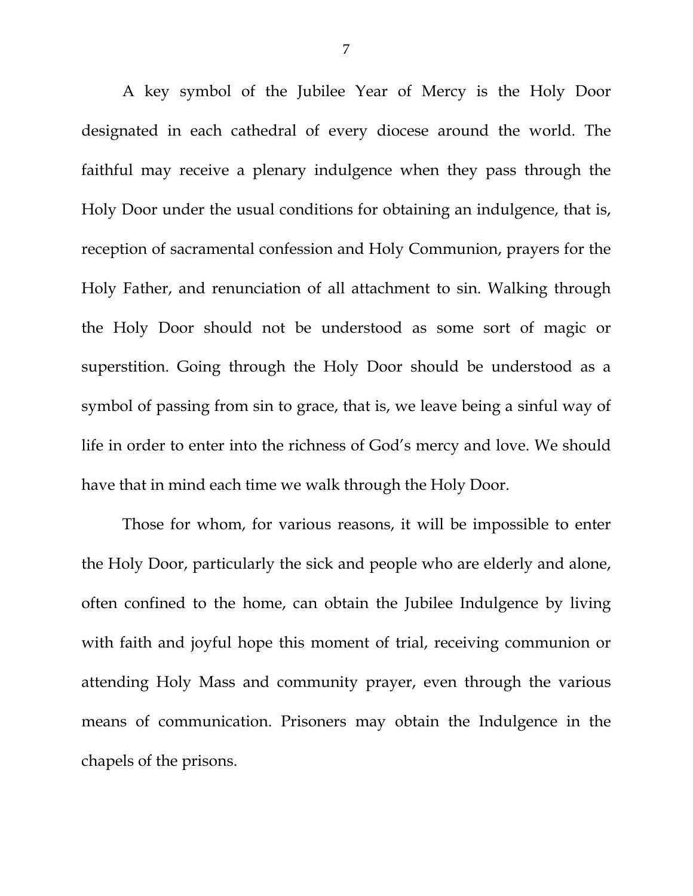A key symbol of the Jubilee Year of Mercy is the Holy Door designated in each cathedral of every diocese around the world. The faithful may receive a plenary indulgence when they pass through the Holy Door under the usual conditions for obtaining an indulgence, that is, reception of sacramental confession and Holy Communion, prayers for the Holy Father, and renunciation of all attachment to sin. Walking through the Holy Door should not be understood as some sort of magic or superstition. Going through the Holy Door should be understood as a symbol of passing from sin to grace, that is, we leave being a sinful way of life in order to enter into the richness of God's mercy and love. We should have that in mind each time we walk through the Holy Door.

Those for whom, for various reasons, it will be impossible to enter the Holy Door, particularly the sick and people who are elderly and alone, often confined to the home, can obtain the Jubilee Indulgence by living with faith and joyful hope this moment of trial, receiving communion or attending Holy Mass and community prayer, even through the various means of communication. Prisoners may obtain the Indulgence in the chapels of the prisons.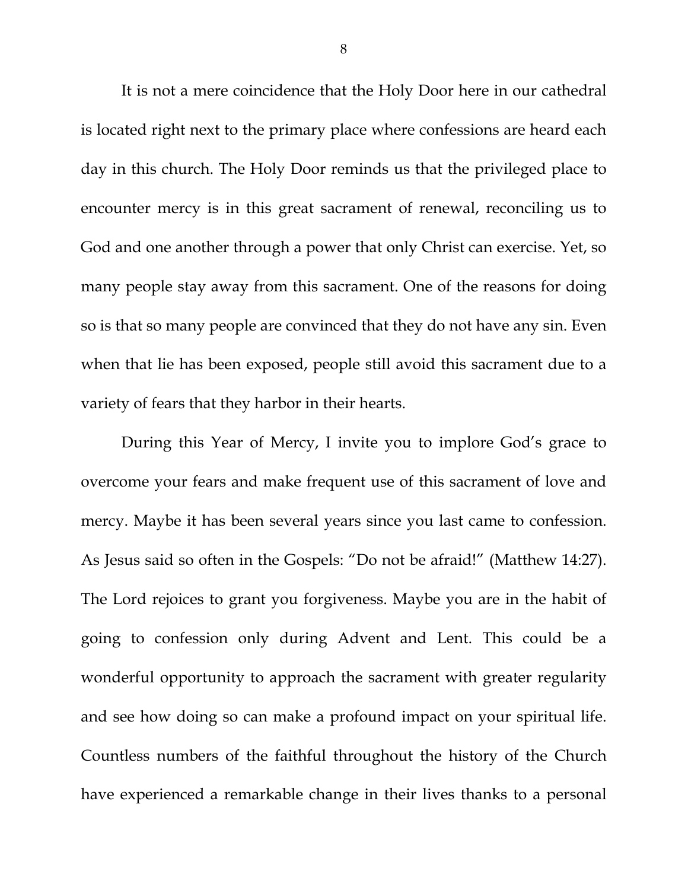It is not a mere coincidence that the Holy Door here in our cathedral is located right next to the primary place where confessions are heard each day in this church. The Holy Door reminds us that the privileged place to encounter mercy is in this great sacrament of renewal, reconciling us to God and one another through a power that only Christ can exercise. Yet, so many people stay away from this sacrament. One of the reasons for doing so is that so many people are convinced that they do not have any sin. Even when that lie has been exposed, people still avoid this sacrament due to a variety of fears that they harbor in their hearts.

During this Year of Mercy, I invite you to implore God's grace to overcome your fears and make frequent use of this sacrament of love and mercy. Maybe it has been several years since you last came to confession. As Jesus said so often in the Gospels: "Do not be afraid!" (Matthew 14:27). The Lord rejoices to grant you forgiveness. Maybe you are in the habit of going to confession only during Advent and Lent. This could be a wonderful opportunity to approach the sacrament with greater regularity and see how doing so can make a profound impact on your spiritual life. Countless numbers of the faithful throughout the history of the Church have experienced a remarkable change in their lives thanks to a personal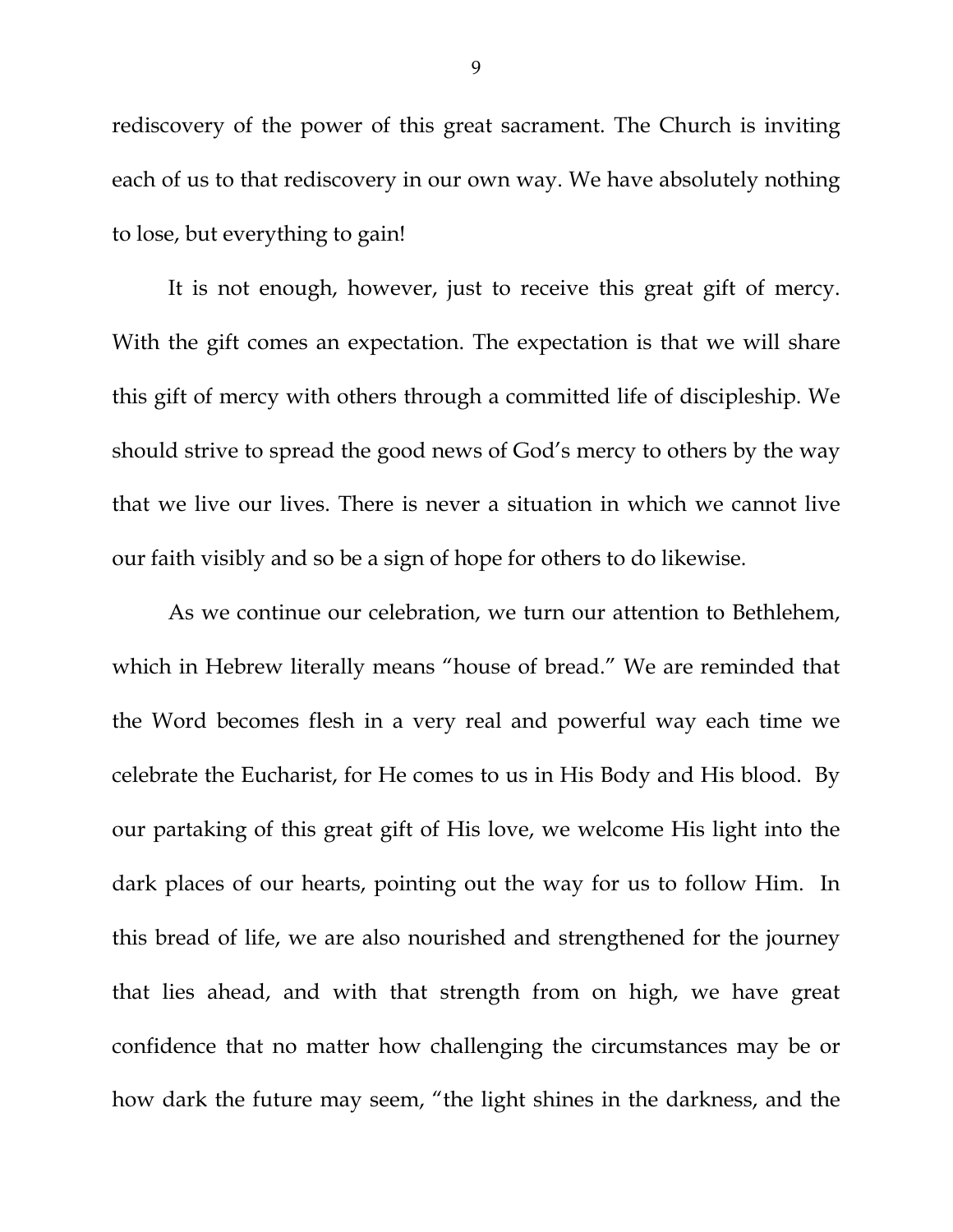rediscovery of the power of this great sacrament. The Church is inviting each of us to that rediscovery in our own way. We have absolutely nothing to lose, but everything to gain!

It is not enough, however, just to receive this great gift of mercy. With the gift comes an expectation. The expectation is that we will share this gift of mercy with others through a committed life of discipleship. We should strive to spread the good news of God's mercy to others by the way that we live our lives. There is never a situation in which we cannot live our faith visibly and so be a sign of hope for others to do likewise.

As we continue our celebration, we turn our attention to Bethlehem, which in Hebrew literally means "house of bread." We are reminded that the Word becomes flesh in a very real and powerful way each time we celebrate the Eucharist, for He comes to us in His Body and His blood. By our partaking of this great gift of His love, we welcome His light into the dark places of our hearts, pointing out the way for us to follow Him. In this bread of life, we are also nourished and strengthened for the journey that lies ahead, and with that strength from on high, we have great confidence that no matter how challenging the circumstances may be or how dark the future may seem, "the light shines in the darkness, and the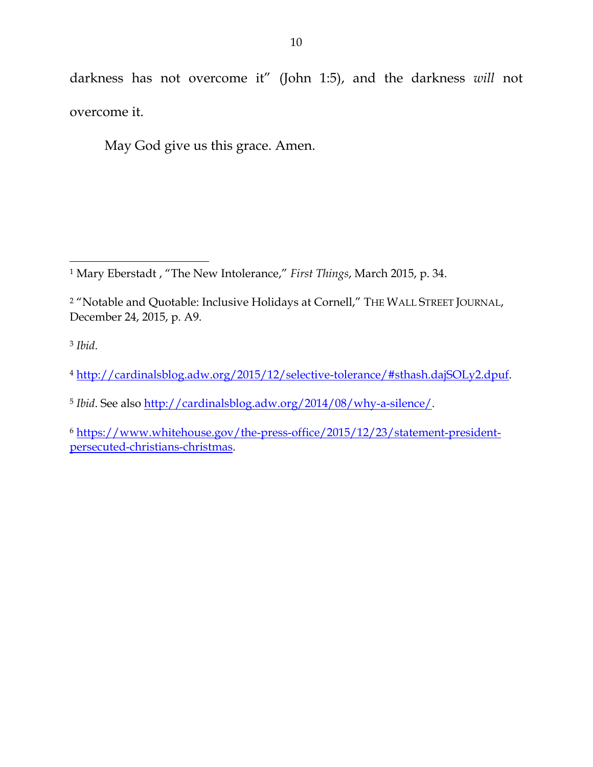darkness has not overcome it" (John 1:5), and the darkness *will* not overcome it.

May God give us this grace. Amen.

---

[1] Mary Eberstadt , "The New Intolerance," *First Things*, March 2015, p. 34.

[2] "Notable and Quotable: Inclusive Holidays at Cornell," THE WALL STREET JOURNAL, December 24, 2015, p. A9.

[3] *Ibid*.

[4] http://cardinalsblog.adw.org/2015/12/selective-tolerance/#sthash.dajSOLy2.dpuf.

[5] *Ibid*. See also http://cardinalsblog.adw.org/2014/08/why-a-silence/.

[6] https://www.whitehouse.gov/the-press-office/2015/12/23/statement-president-persecuted-christians-christmas.